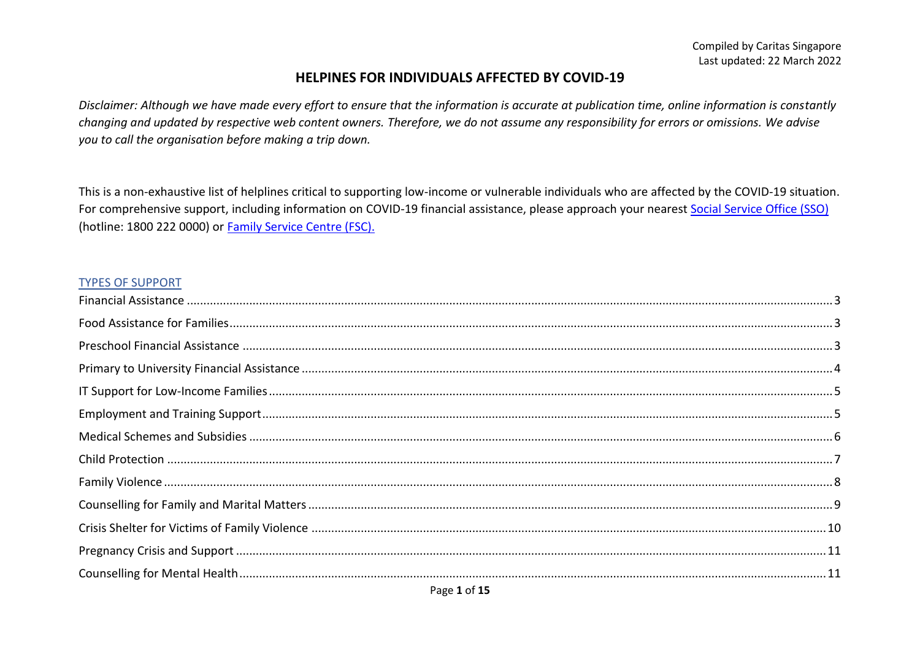Compiled by Caritas Singapore
Last updated: 22 March 2022

# HELPINES FOR INDIVIDUALS AFFECTED BY COVID-19

*Disclaimer: Although we have made every effort to ensure that the information is accurate at publication time, online information is constantly changing and updated by respective web content owners. Therefore, we do not assume any responsibility for errors or omissions. We advise you to call the organisation before making a trip down.*

This is a non-exhaustive list of helplines critical to supporting low-income or vulnerable individuals who are affected by the COVID-19 situation. For comprehensive support, including information on COVID-19 financial assistance, please approach your nearest Social Service Office (SSO) (hotline: 1800 222 0000) or Family Service Centre (FSC).

## TYPES OF SUPPORT

- Financial Assistance .......... 3
- Food Assistance for Families .......... 3
- Preschool Financial Assistance .......... 3
- Primary to University Financial Assistance .......... 4
- IT Support for Low-Income Families .......... 5
- Employment and Training Support .......... 5
- Medical Schemes and Subsidies .......... 6
- Child Protection .......... 7
- Family Violence .......... 8
- Counselling for Family and Marital Matters .......... 9
- Crisis Shelter for Victims of Family Violence .......... 10
- Pregnancy Crisis and Support .......... 11
- Counselling for Mental Health .......... 11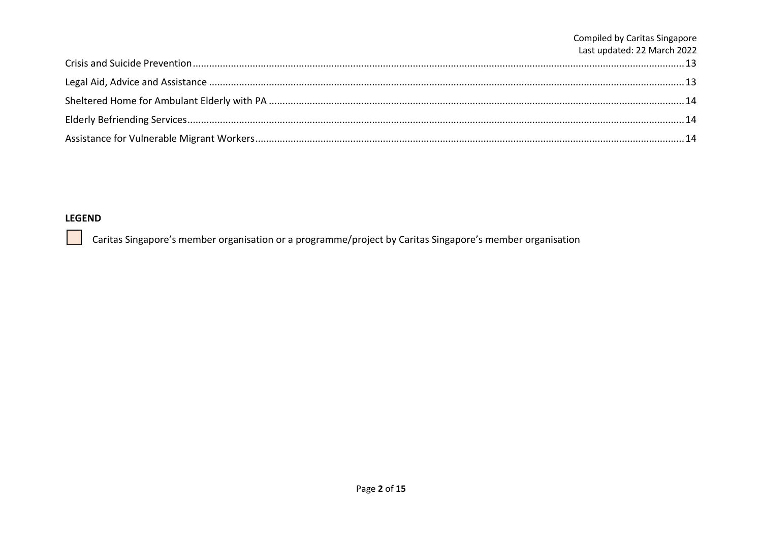Crisis and Suicide Prevention ........................................................................ 13

Legal Aid, Advice and Assistance ........................................................................ 13

Sheltered Home for Ambulant Elderly with PA ........................................................................ 14

Elderly Befriending Services ........................................................................ 14

Assistance for Vulnerable Migrant Workers ........................................................................ 14

**LEGEND**

Caritas Singapore's member organisation or a programme/project by Caritas Singapore's member organisation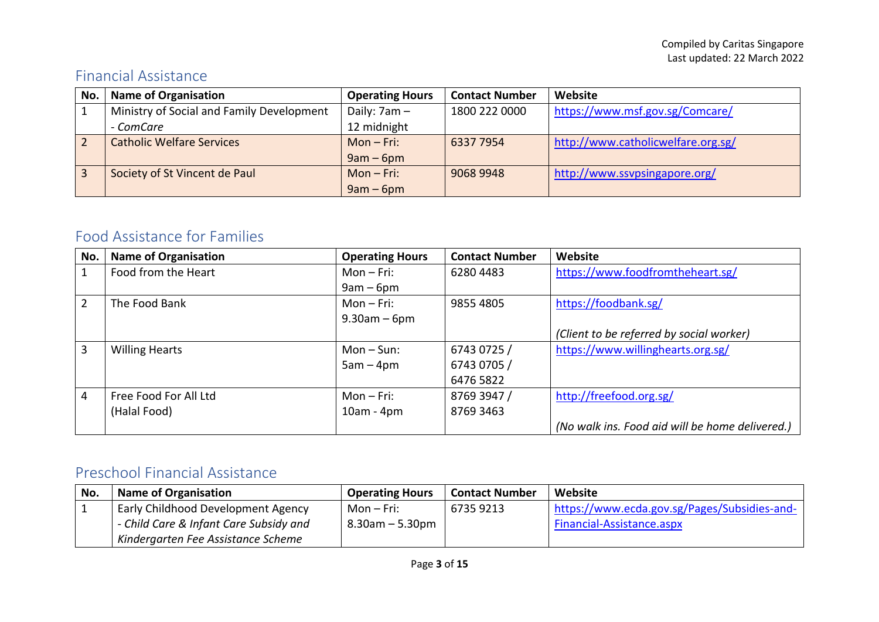## Financial Assistance

| No. | Name of Organisation | Operating Hours | Contact Number | Website |
|---|---|---|---|---|
| 1 | Ministry of Social and Family Development - *ComCare* | Daily: 7am – 12 midnight | 1800 222 0000 | https://www.msf.gov.sg/Comcare/ |
| 2 | Catholic Welfare Services | Mon – Fri: 9am – 6pm | 6337 7954 | http://www.catholicwelfare.org.sg/ |
| 3 | Society of St Vincent de Paul | Mon – Fri: 9am – 6pm | 9068 9948 | http://www.ssvpsingapore.org/ |

## Food Assistance for Families

| No. | Name of Organisation | Operating Hours | Contact Number | Website |
|---|---|---|---|---|
| 1 | Food from the Heart | Mon – Fri: 9am – 6pm | 6280 4483 | https://www.foodfromtheheart.sg/ |
| 2 | The Food Bank | Mon – Fri: 9.30am – 6pm | 9855 4805 | https://foodbank.sg/ *(Client to be referred by social worker)* |
| 3 | Willing Hearts | Mon – Sun: 5am – 4pm | 6743 0725 / 6743 0705 / 6476 5822 | https://www.willinghearts.org.sg/ |
| 4 | Free Food For All Ltd (Halal Food) | Mon – Fri: 10am - 4pm | 8769 3947 / 8769 3463 | http://freefood.org.sg/ *(No walk ins. Food aid will be home delivered.)* |

## Preschool Financial Assistance

| No. | Name of Organisation | Operating Hours | Contact Number | Website |
|---|---|---|---|---|
| 1 | Early Childhood Development Agency *- Child Care & Infant Care Subsidy and Kindergarten Fee Assistance Scheme* | Mon – Fri: 8.30am – 5.30pm | 6735 9213 | https://www.ecda.gov.sg/Pages/Subsidies-and-Financial-Assistance.aspx |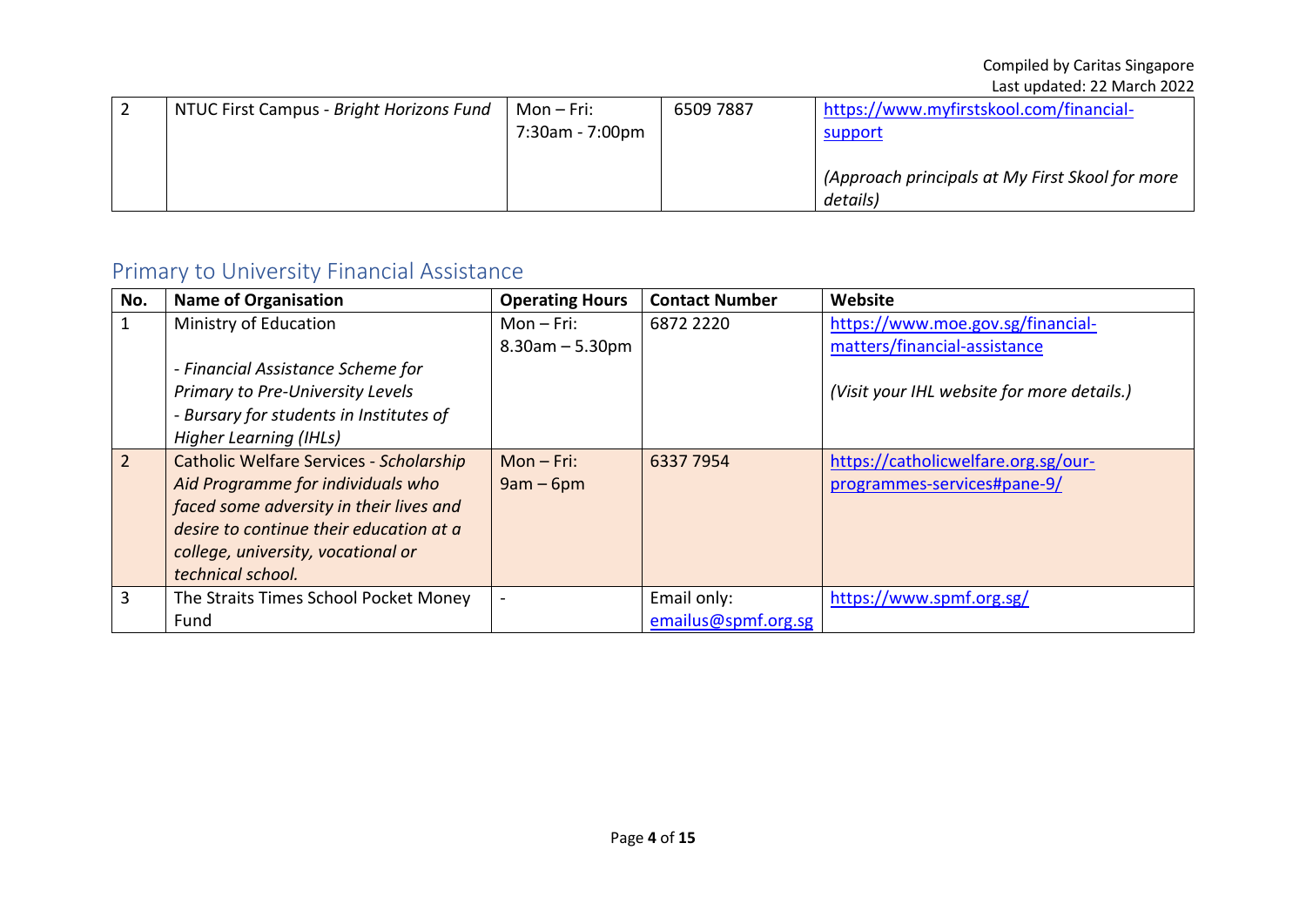| 2 | NTUC First Campus - *Bright Horizons Fund* | Mon – Fri: 7:30am - 7:00pm | 6509 7887 | https://www.myfirstskool.com/financial-support <br><br> *(Approach principals at My First Skool for more details)* |
|---|---|---|---|---|

## Primary to University Financial Assistance

| No. | Name of Organisation | Operating Hours | Contact Number | Website |
|---|---|---|---|---|
| 1 | Ministry of Education <br><br> - *Financial Assistance Scheme for Primary to Pre-University Levels* <br> - *Bursary for students in Institutes of Higher Learning (IHLs)* | Mon – Fri: 8.30am – 5.30pm | 6872 2220 | https://www.moe.gov.sg/financial-matters/financial-assistance <br><br> *(Visit your IHL website for more details.)* |
| 2 | Catholic Welfare Services - *Scholarship Aid Programme for individuals who faced some adversity in their lives and desire to continue their education at a college, university, vocational or technical school.* | Mon – Fri: 9am – 6pm | 6337 7954 | https://catholicwelfare.org.sg/our-programmes-services#pane-9/ |
| 3 | The Straits Times School Pocket Money Fund | - | Email only: emailus@spmf.org.sg | https://www.spmf.org.sg/ |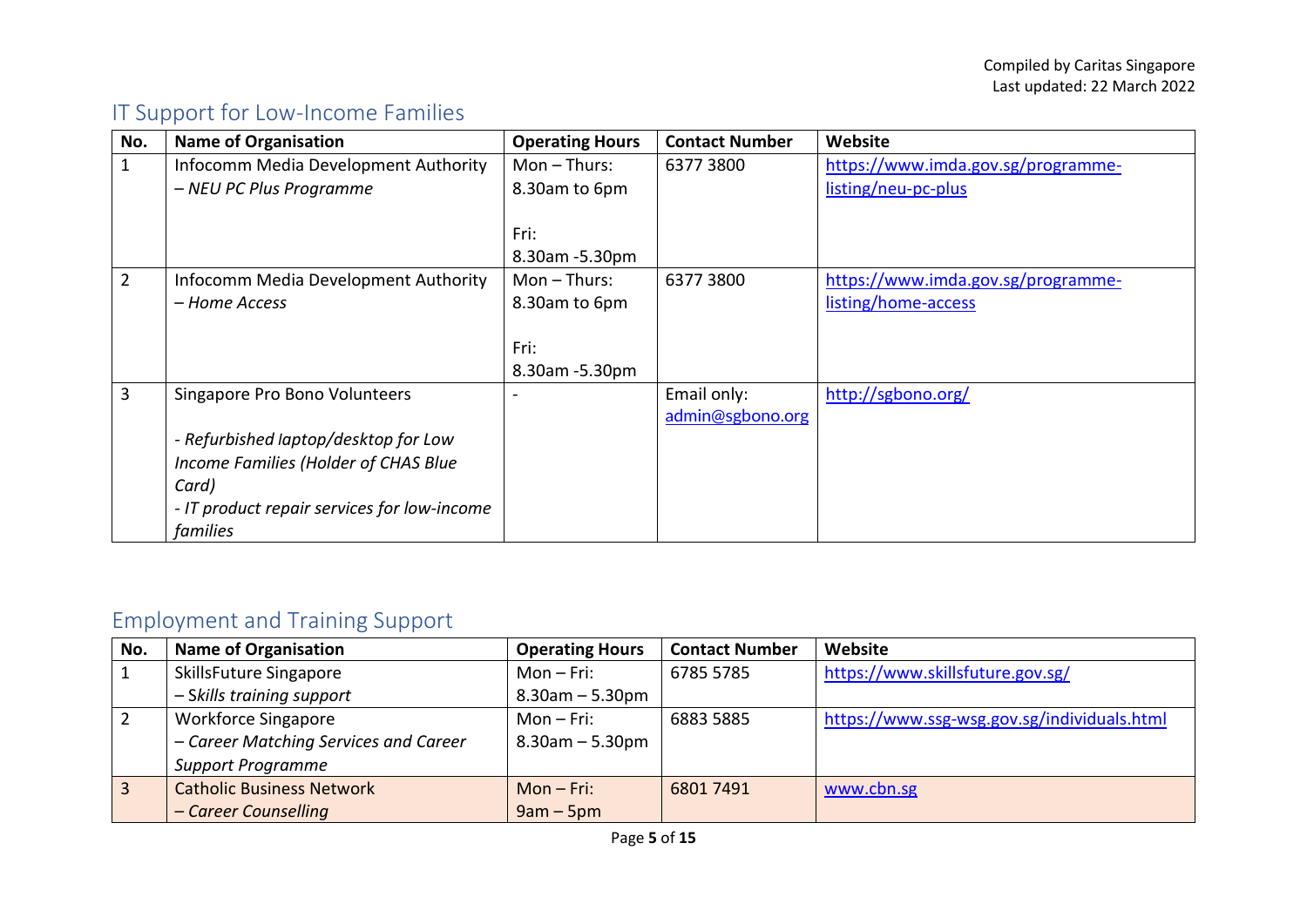Compiled by Caritas Singapore
Last updated: 22 March 2022

## IT Support for Low-Income Families

| No. | Name of Organisation | Operating Hours | Contact Number | Website |
|---|---|---|---|---|
| 1 | Infocomm Media Development Authority – *NEU PC Plus Programme* | Mon – Thurs: 8.30am to 6pm<br><br>Fri: 8.30am -5.30pm | 6377 3800 | [https://www.imda.gov.sg/programme-listing/neu-pc-plus](https://www.imda.gov.sg/programme-listing/neu-pc-plus) |
| 2 | Infocomm Media Development Authority – *Home Access* | Mon – Thurs: 8.30am to 6pm<br><br>Fri: 8.30am -5.30pm | 6377 3800 | [https://www.imda.gov.sg/programme-listing/home-access](https://www.imda.gov.sg/programme-listing/home-access) |
| 3 | Singapore Pro Bono Volunteers<br><br>*- Refurbished laptop/desktop for Low Income Families (Holder of CHAS Blue Card)*<br>*- IT product repair services for low-income families* | - | Email only: [admin@sgbono.org](mailto:admin@sgbono.org) | [http://sgbono.org/](http://sgbono.org/) |

## Employment and Training Support

| No. | Name of Organisation | Operating Hours | Contact Number | Website |
|---|---|---|---|---|
| 1 | SkillsFuture Singapore – *Skills training support* | Mon – Fri: 8.30am – 5.30pm | 6785 5785 | [https://www.skillsfuture.gov.sg/](https://www.skillsfuture.gov.sg/) |
| 2 | Workforce Singapore – *Career Matching Services and Career Support Programme* | Mon – Fri: 8.30am – 5.30pm | 6883 5885 | [https://www.ssg-wsg.gov.sg/individuals.html](https://www.ssg-wsg.gov.sg/individuals.html) |
| 3 | Catholic Business Network – *Career Counselling* | Mon – Fri: 9am – 5pm | 6801 7491 | [www.cbn.sg](www.cbn.sg) |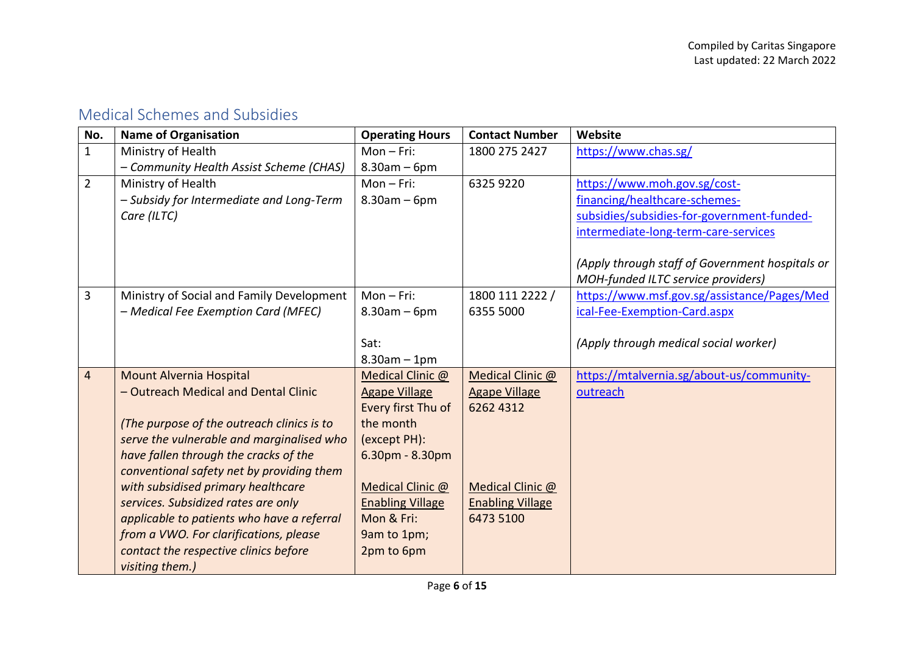Compiled by Caritas Singapore
Last updated: 22 March 2022

## Medical Schemes and Subsidies

| No. | Name of Organisation | Operating Hours | Contact Number | Website |
|---|---|---|---|---|
| 1 | Ministry of Health<br>*– Community Health Assist Scheme (CHAS)* | Mon – Fri:<br>8.30am – 6pm | 1800 275 2427 | https://www.chas.sg/ |
| 2 | Ministry of Health<br>*– Subsidy for Intermediate and Long-Term Care (ILTC)* | Mon – Fri:<br>8.30am – 6pm | 6325 9220 | https://www.moh.gov.sg/cost-financing/healthcare-schemes-subsidies/subsidies-for-government-funded-intermediate-long-term-care-services<br><br>*(Apply through staff of Government hospitals or MOH-funded ILTC service providers)* |
| 3 | Ministry of Social and Family Development<br>*– Medical Fee Exemption Card (MFEC)* | Mon – Fri:<br>8.30am – 6pm<br><br>Sat:<br>8.30am – 1pm | 1800 111 2222 /<br>6355 5000 | https://www.msf.gov.sg/assistance/Pages/Medical-Fee-Exemption-Card.aspx<br><br>*(Apply through medical social worker)* |
| 4 | Mount Alvernia Hospital<br>– Outreach Medical and Dental Clinic<br><br>*(The purpose of the outreach clinics is to serve the vulnerable and marginalised who have fallen through the cracks of the conventional safety net by providing them with subsidised primary healthcare services. Subsidized rates are only applicable to patients who have a referral from a VWO. For clarifications, please contact the respective clinics before visiting them.)* | Medical Clinic @ Agape Village<br>Every first Thu of the month (except PH):<br>6.30pm - 8.30pm<br><br>Medical Clinic @ Enabling Village<br>Mon & Fri:<br>9am to 1pm;<br>2pm to 6pm | Medical Clinic @ Agape Village<br>6262 4312<br><br>Medical Clinic @ Enabling Village<br>6473 5100 | https://mtalvernia.sg/about-us/community-outreach |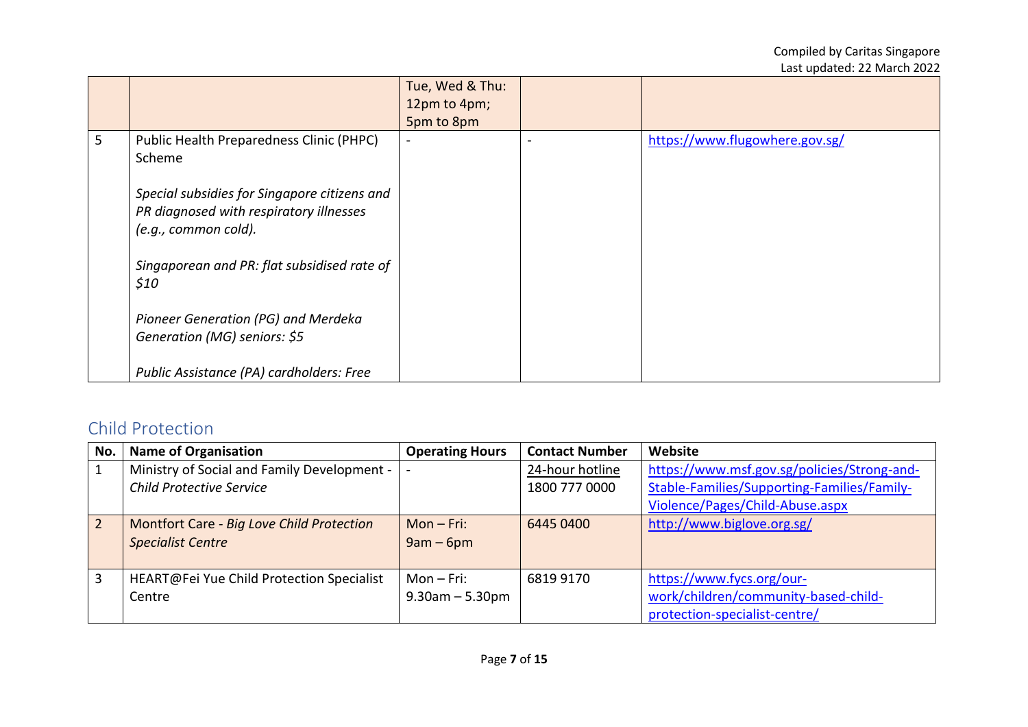| | | Tue, Wed & Thu:<br>12pm to 4pm;<br>5pm to 8pm | | |
|---|---|---|---|---|
| 5 | Public Health Preparedness Clinic (PHPC) Scheme<br><br>*Special subsidies for Singapore citizens and PR diagnosed with respiratory illnesses (e.g., common cold).*<br><br>*Singaporean and PR: flat subsidised rate of $10*<br><br>*Pioneer Generation (PG) and Merdeka Generation (MG) seniors: $5*<br><br>*Public Assistance (PA) cardholders: Free* | - | - | https://www.flugowhere.gov.sg/ |

## Child Protection

| No. | Name of Organisation | Operating Hours | Contact Number | Website |
|---|---|---|---|---|
| 1 | Ministry of Social and Family Development - *Child Protective Service* | - | 24-hour hotline<br>1800 777 0000 | https://www.msf.gov.sg/policies/Strong-and-Stable-Families/Supporting-Families/Family-Violence/Pages/Child-Abuse.aspx |
| 2 | Montfort Care - *Big Love Child Protection Specialist Centre* | Mon – Fri:<br>9am – 6pm | 6445 0400 | http://www.biglove.org.sg/ |
| 3 | HEART@Fei Yue Child Protection Specialist Centre | Mon – Fri:<br>9.30am – 5.30pm | 6819 9170 | https://www.fycs.org/our-work/children/community-based-child-protection-specialist-centre/ |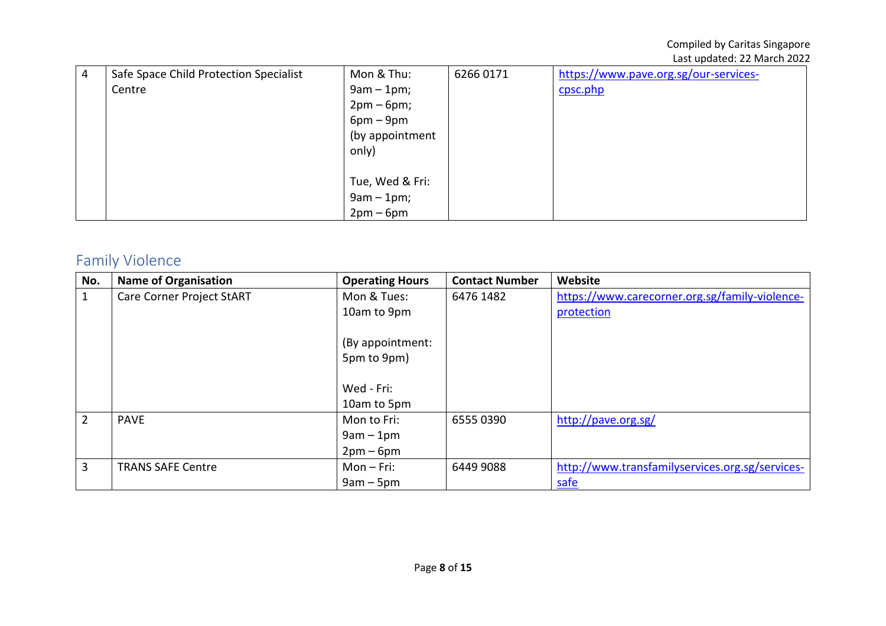| 4 | Safe Space Child Protection Specialist Centre | Mon & Thu:<br>9am – 1pm;<br>2pm – 6pm;<br>6pm – 9pm<br>(by appointment only)<br><br>Tue, Wed & Fri:<br>9am – 1pm;<br>2pm – 6pm | 6266 0171 | https://www.pave.org.sg/our-services-cpsc.php |
|---|---|---|---|---|

## Family Violence

| No. | Name of Organisation | Operating Hours | Contact Number | Website |
|---|---|---|---|---|
| 1 | Care Corner Project StART | Mon & Tues:<br>10am to 9pm<br><br>(By appointment:<br>5pm to 9pm)<br><br>Wed - Fri:<br>10am to 5pm | 6476 1482 | https://www.carecorner.org.sg/family-violence-protection |
| 2 | PAVE | Mon to Fri:<br>9am – 1pm<br>2pm – 6pm | 6555 0390 | http://pave.org.sg/ |
| 3 | TRANS SAFE Centre | Mon – Fri:<br>9am – 5pm | 6449 9088 | http://www.transfamilyservices.org.sg/services-safe |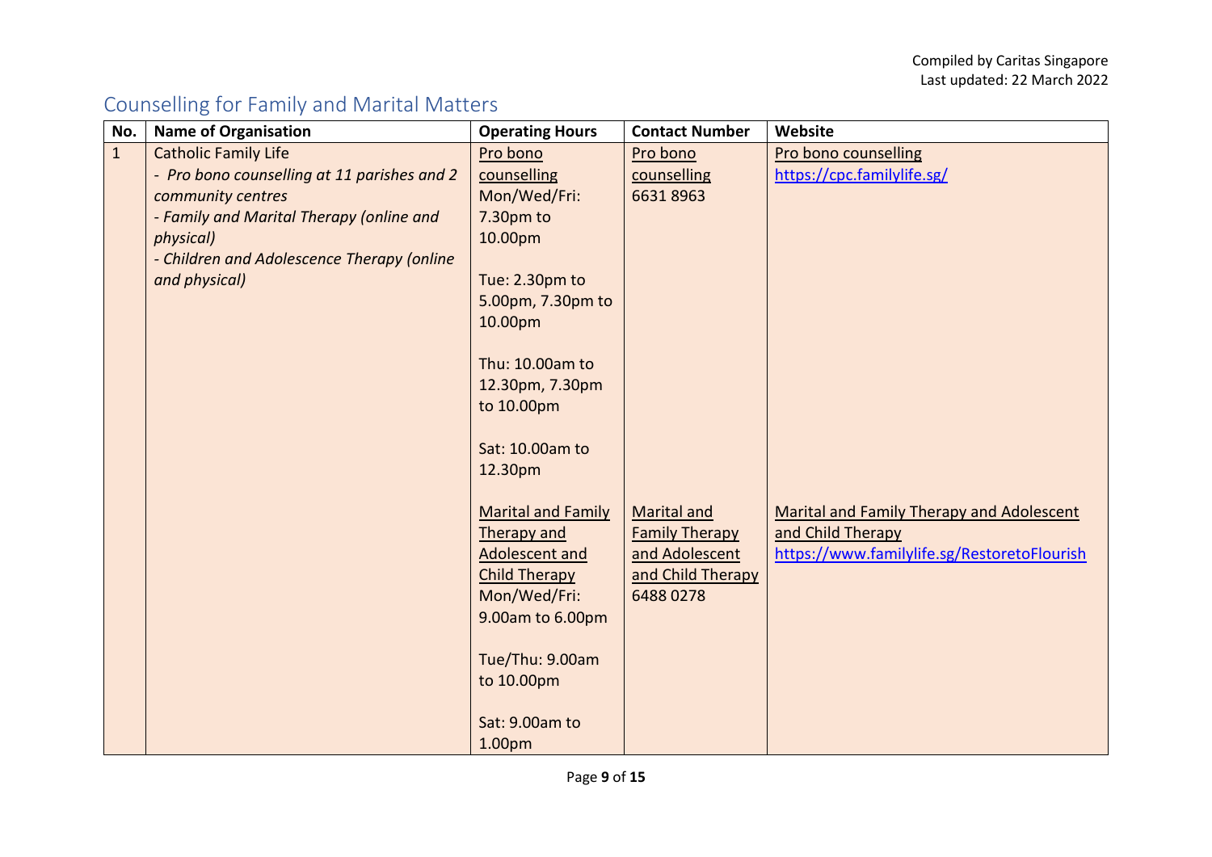Compiled by Caritas Singapore
Last updated: 22 March 2022

## Counselling for Family and Marital Matters

| No. | Name of Organisation | Operating Hours | Contact Number | Website |
|---|---|---|---|---|
| 1 | Catholic Family Life<br>- *Pro bono counselling at 11 parishes and 2 community centres*<br>- *Family and Marital Therapy (online and physical)*<br>- *Children and Adolescence Therapy (online and physical)* | Pro bono counselling<br>Mon/Wed/Fri: 7.30pm to 10.00pm<br><br>Tue: 2.30pm to 5.00pm, 7.30pm to 10.00pm<br><br>Thu: 10.00am to 12.30pm, 7.30pm to 10.00pm<br><br>Sat: 10.00am to 12.30pm<br><br>Marital and Family Therapy and Adolescent and Child Therapy<br>Mon/Wed/Fri: 9.00am to 6.00pm<br><br>Tue/Thu: 9.00am to 10.00pm<br><br>Sat: 9.00am to 1.00pm | Pro bono counselling<br>6631 8963<br><br>Marital and Family Therapy and Adolescent and Child Therapy<br>6488 0278 | Pro bono counselling<br>https://cpc.familylife.sg/<br><br>Marital and Family Therapy and Adolescent and Child Therapy<br>https://www.familylife.sg/RestoretoFlourish |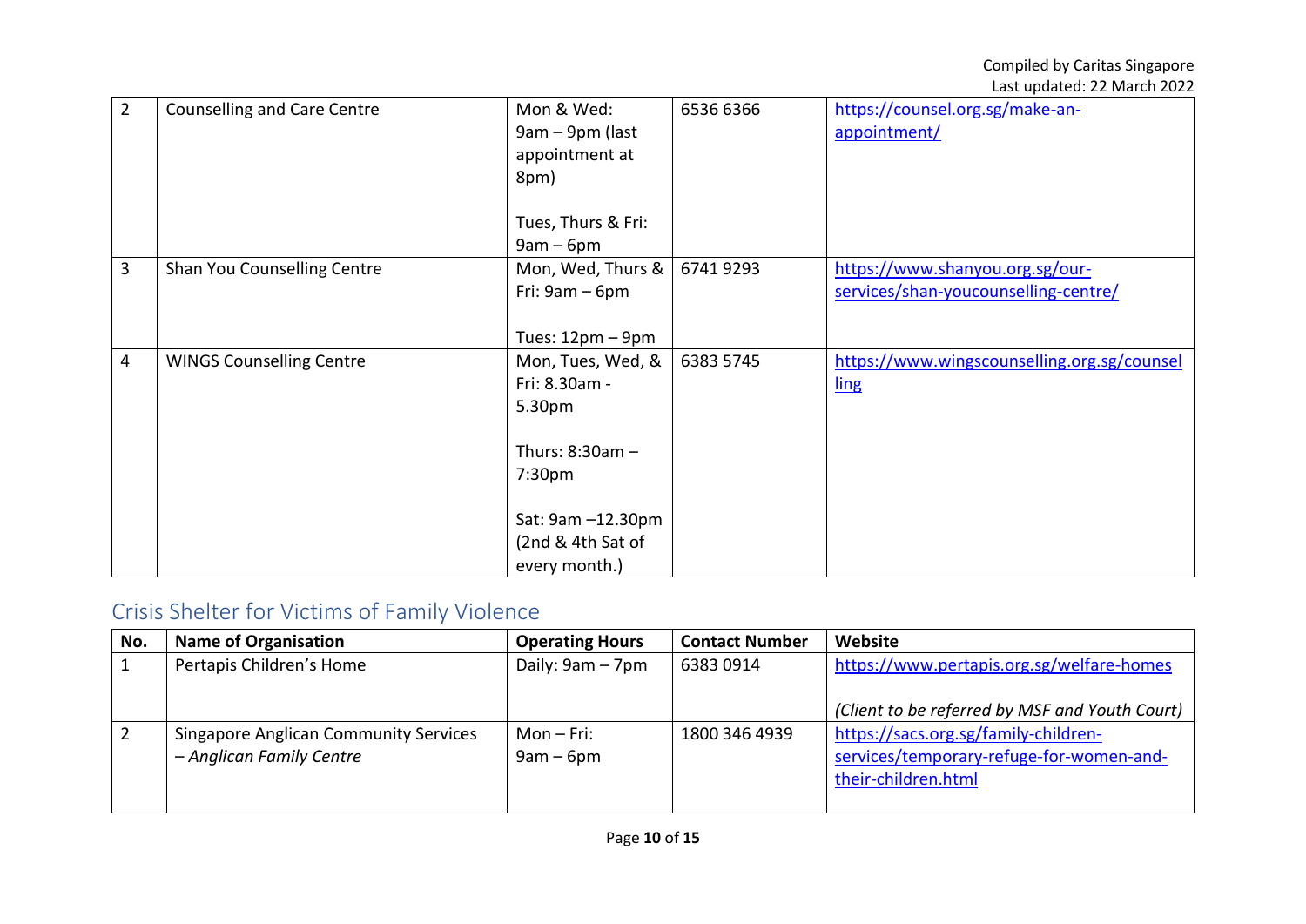| 2 | Counselling and Care Centre | Mon & Wed: 9am – 9pm (last appointment at 8pm)<br><br>Tues, Thurs & Fri: 9am – 6pm | 6536 6366 | https://counsel.org.sg/make-an-appointment/ |
|---|---|---|---|---|
| 3 | Shan You Counselling Centre | Mon, Wed, Thurs & Fri: 9am – 6pm<br><br>Tues: 12pm – 9pm | 6741 9293 | https://www.shanyou.org.sg/our-services/shan-youcounselling-centre/ |
| 4 | WINGS Counselling Centre | Mon, Tues, Wed, & Fri: 8.30am - 5.30pm<br><br>Thurs: 8:30am – 7:30pm<br><br>Sat: 9am –12.30pm (2nd & 4th Sat of every month.) | 6383 5745 | https://www.wingscounselling.org.sg/counselling |

## Crisis Shelter for Victims of Family Violence

| No. | Name of Organisation | Operating Hours | Contact Number | Website |
|---|---|---|---|---|
| 1 | Pertapis Children's Home | Daily: 9am – 7pm | 6383 0914 | https://www.pertapis.org.sg/welfare-homes<br><br>*(Client to be referred by MSF and Youth Court)* |
| 2 | Singapore Anglican Community Services – *Anglican Family Centre* | Mon – Fri: 9am – 6pm | 1800 346 4939 | https://sacs.org.sg/family-children-services/temporary-refuge-for-women-and-their-children.html |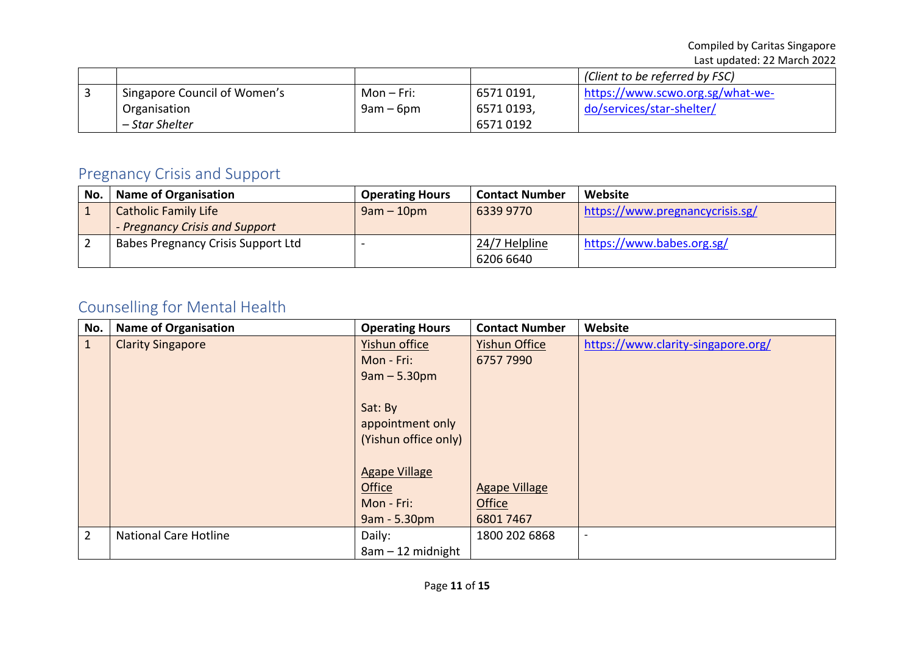| | | | | (Client to be referred by FSC) |
|---|---|---|---|---|
| 3 | Singapore Council of Women's Organisation – *Star Shelter* | Mon – Fri: 9am – 6pm | 6571 0191, 6571 0193, 6571 0192 | https://www.scwo.org.sg/what-we-do/services/star-shelter/ |

## Pregnancy Crisis and Support

| No. | Name of Organisation | Operating Hours | Contact Number | Website |
|---|---|---|---|---|
| 1 | Catholic Family Life - *Pregnancy Crisis and Support* | 9am – 10pm | 6339 9770 | https://www.pregnancycrisis.sg/ |
| 2 | Babes Pregnancy Crisis Support Ltd | - | 24/7 Helpline 6206 6640 | https://www.babes.org.sg/ |

## Counselling for Mental Health

| No. | Name of Organisation | Operating Hours | Contact Number | Website |
|---|---|---|---|---|
| 1 | Clarity Singapore | Yishun office Mon - Fri: 9am – 5.30pm<br><br>Sat: By appointment only (Yishun office only)<br><br>Agape Village Office Mon - Fri: 9am - 5.30pm | Yishun Office 6757 7990<br><br>Agape Village Office 6801 7467 | https://www.clarity-singapore.org/ |
| 2 | National Care Hotline | Daily: 8am – 12 midnight | 1800 202 6868 | - |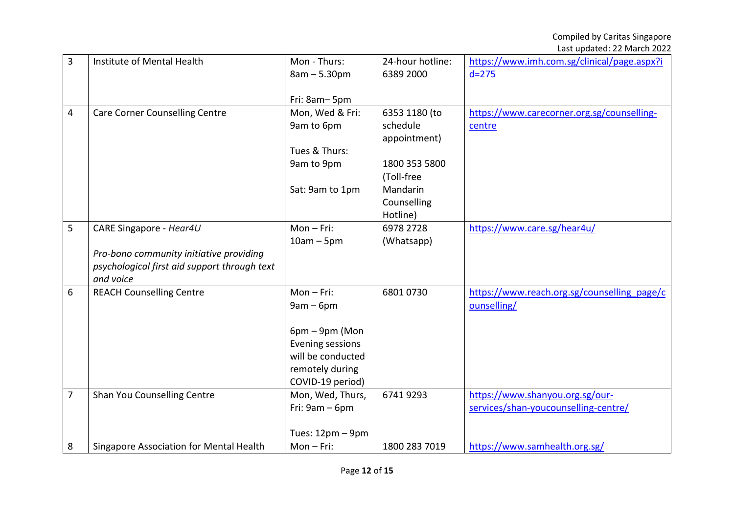| 3 | Institute of Mental Health | Mon - Thurs: 8am – 5.30pm<br><br>Fri: 8am– 5pm | 24-hour hotline: 6389 2000 | https://www.imh.com.sg/clinical/page.aspx?id=275 |
|---|---|---|---|---|
| 4 | Care Corner Counselling Centre | Mon, Wed & Fri: 9am to 6pm<br><br>Tues & Thurs: 9am to 9pm<br><br>Sat: 9am to 1pm | 6353 1180 (to schedule appointment)<br><br>1800 353 5800 (Toll-free Mandarin Counselling Hotline) | https://www.carecorner.org.sg/counselling-centre |
| 5 | CARE Singapore - *Hear4U*<br><br>*Pro-bono community initiative providing psychological first aid support through text and voice* | Mon – Fri: 10am – 5pm | 6978 2728 (Whatsapp) | https://www.care.sg/hear4u/ |
| 6 | REACH Counselling Centre | Mon – Fri: 9am – 6pm<br><br>6pm – 9pm (Mon Evening sessions will be conducted remotely during COVID-19 period) | 6801 0730 | https://www.reach.org.sg/counselling_page/counselling/ |
| 7 | Shan You Counselling Centre | Mon, Wed, Thurs, Fri: 9am – 6pm<br><br>Tues: 12pm – 9pm | 6741 9293 | https://www.shanyou.org.sg/our-services/shan-youcounselling-centre/ |
| 8 | Singapore Association for Mental Health | Mon – Fri: | 1800 283 7019 | https://www.samhealth.org.sg/ |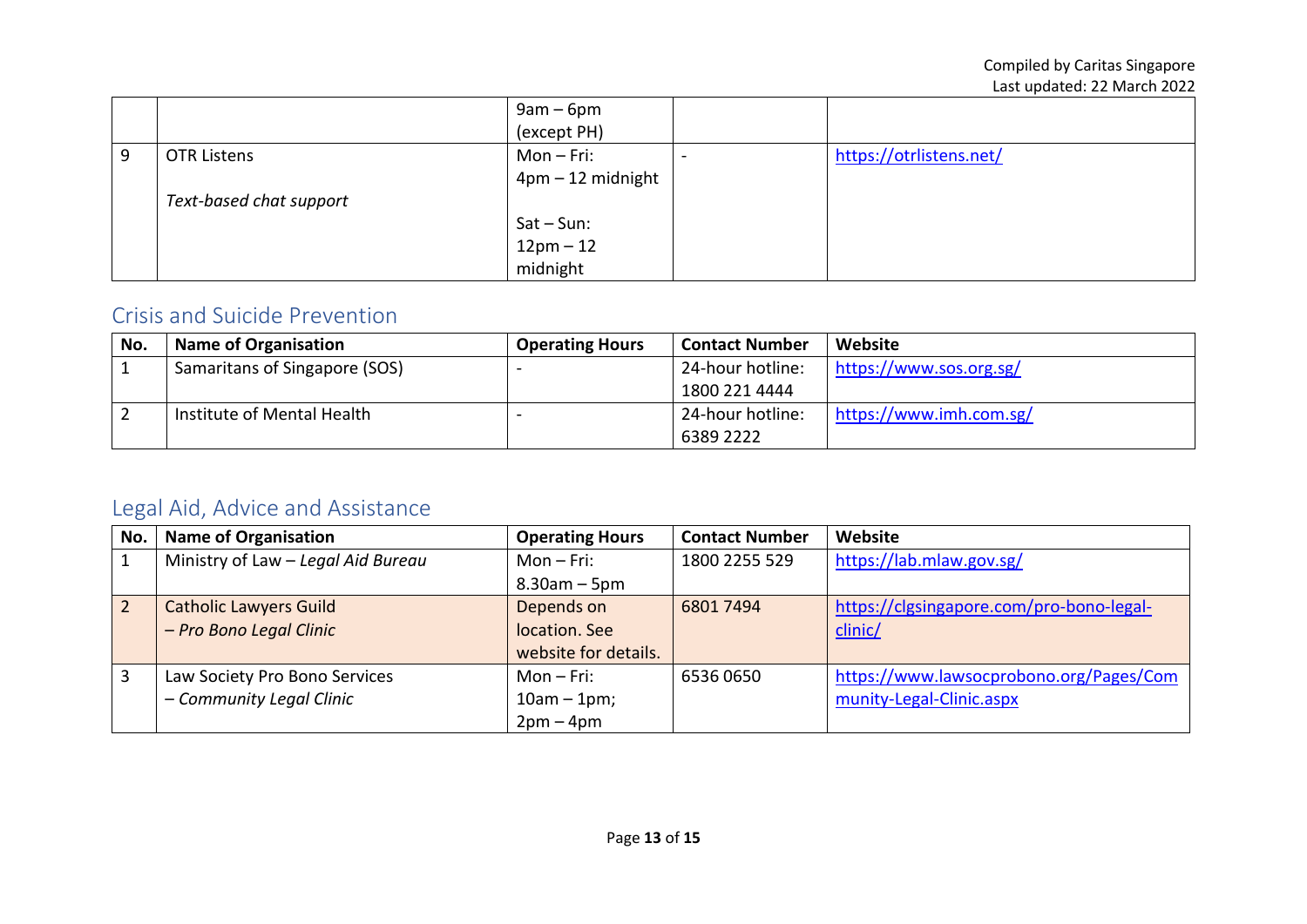| | | 9am – 6pm (except PH) | | |
|---|---|---|---|---|
| 9 | OTR Listens<br><br>*Text-based chat support* | Mon – Fri: 4pm – 12 midnight<br><br>Sat – Sun: 12pm – 12 midnight | - | https://otrlistens.net/ |

## Crisis and Suicide Prevention

| No. | Name of Organisation | Operating Hours | Contact Number | Website |
|---|---|---|---|---|
| 1 | Samaritans of Singapore (SOS) | - | 24-hour hotline: 1800 221 4444 | https://www.sos.org.sg/ |
| 2 | Institute of Mental Health | - | 24-hour hotline: 6389 2222 | https://www.imh.com.sg/ |

## Legal Aid, Advice and Assistance

| No. | Name of Organisation | Operating Hours | Contact Number | Website |
|---|---|---|---|---|
| 1 | Ministry of Law – *Legal Aid Bureau* | Mon – Fri: 8.30am – 5pm | 1800 2255 529 | https://lab.mlaw.gov.sg/ |
| 2 | Catholic Lawyers Guild – *Pro Bono Legal Clinic* | Depends on location. See website for details. | 6801 7494 | https://clgsingapore.com/pro-bono-legal-clinic/ |
| 3 | Law Society Pro Bono Services – *Community Legal Clinic* | Mon – Fri: 10am – 1pm; 2pm – 4pm | 6536 0650 | https://www.lawsocprobono.org/Pages/Community-Legal-Clinic.aspx |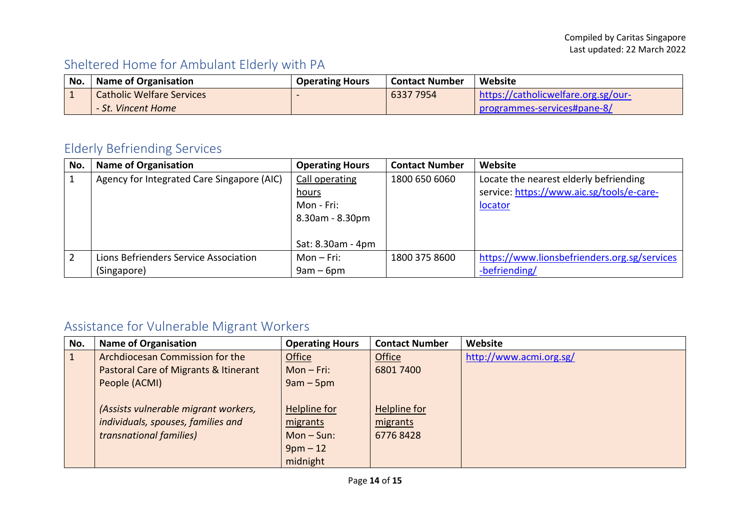Compiled by Caritas Singapore
Last updated: 22 March 2022

## Sheltered Home for Ambulant Elderly with PA

| No. | Name of Organisation | Operating Hours | Contact Number | Website |
|---|---|---|---|---|
| 1 | Catholic Welfare Services<br>*- St. Vincent Home* | - | 6337 7954 | https://catholicwelfare.org.sg/our-programmes-services#pane-8/ |

## Elderly Befriending Services

| No. | Name of Organisation | Operating Hours | Contact Number | Website |
|---|---|---|---|---|
| 1 | Agency for Integrated Care Singapore (AIC) | Call operating hours<br>Mon - Fri:<br>8.30am - 8.30pm<br><br>Sat: 8.30am - 4pm | 1800 650 6060 | Locate the nearest elderly befriending service: https://www.aic.sg/tools/e-care-locator |
| 2 | Lions Befrienders Service Association (Singapore) | Mon – Fri:<br>9am – 6pm | 1800 375 8600 | https://www.lionsbefrienders.org.sg/services-befriending/ |

## Assistance for Vulnerable Migrant Workers

| No. | Name of Organisation | Operating Hours | Contact Number | Website |
|---|---|---|---|---|
| 1 | Archdiocesan Commission for the Pastoral Care of Migrants & Itinerant People (ACMI)<br><br>*(Assists vulnerable migrant workers, individuals, spouses, families and transnational families)* | Office<br>Mon – Fri:<br>9am – 5pm<br><br>Helpline for migrants<br>Mon – Sun:<br>9pm – 12 midnight | Office<br>6801 7400<br><br>Helpline for migrants<br>6776 8428 | http://www.acmi.org.sg/ |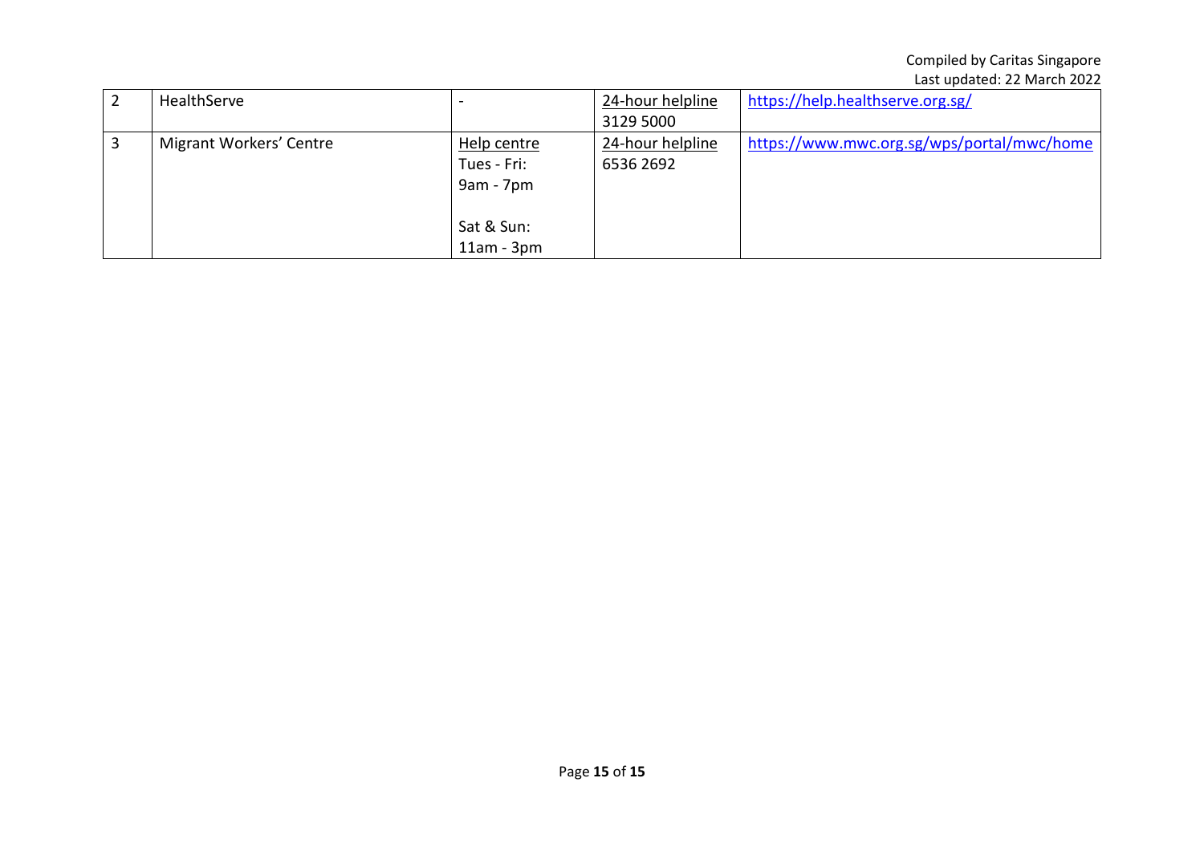Compiled by Caritas Singapore
Last updated: 22 March 2022

| | | | | |
|---|---|---|---|---|
| 2 | HealthServe | - | 24-hour helpline<br>3129 5000 | https://help.healthserve.org.sg/ |
| 3 | Migrant Workers' Centre | Help centre<br>Tues - Fri:<br>9am - 7pm<br><br>Sat & Sun:<br>11am - 3pm | 24-hour helpline<br>6536 2692 | https://www.mwc.org.sg/wps/portal/mwc/home |